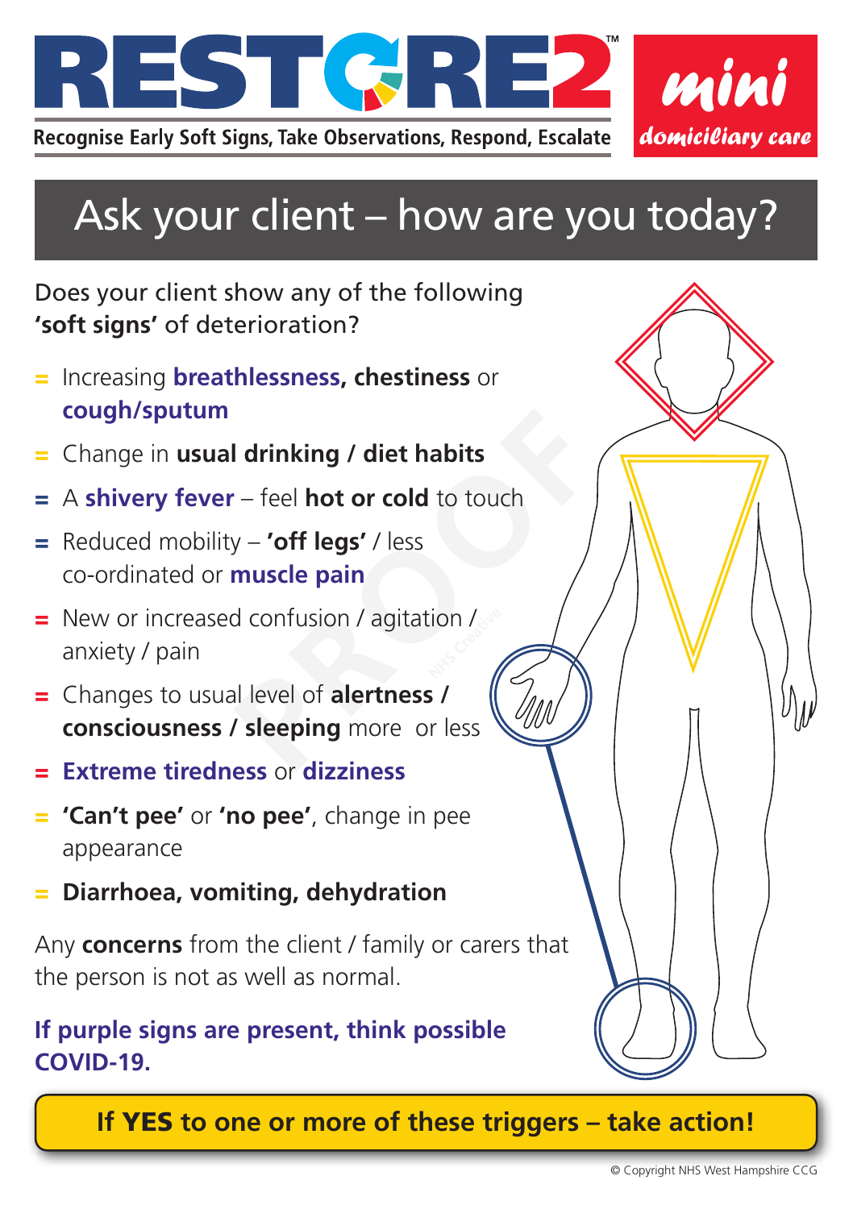# RESTORE2™ mini domiciliary care

Recognise Early Soft Signs, Take Observations, Respond, Escalate

## Ask your client – how are you today?

Does your client show any of the following **'soft signs'** of deterioration?

- Increasing **breathlessness, chestiness** or **cough/sputum**
- Change in **usual drinking / diet habits**
- A **shivery fever** – feel **hot or cold** to touch
- Reduced mobility – **'off legs'** / less co-ordinated or **muscle pain**
- New or increased confusion / agitation / anxiety / pain
- Changes to usual level of **alertness / consciousness / sleeping** more or less
- **Extreme tiredness** or **dizziness**
- **'Can't pee'** or **'no pee'**, change in pee appearance
- **Diarrhoea, vomiting, dehydration**

Any **concerns** from the client / family or carers that the person is not as well as normal.

**If purple signs are present, think possible COVID-19.**

**If YES to one or more of these triggers – take action!**

© Copyright NHS West Hampshire CCG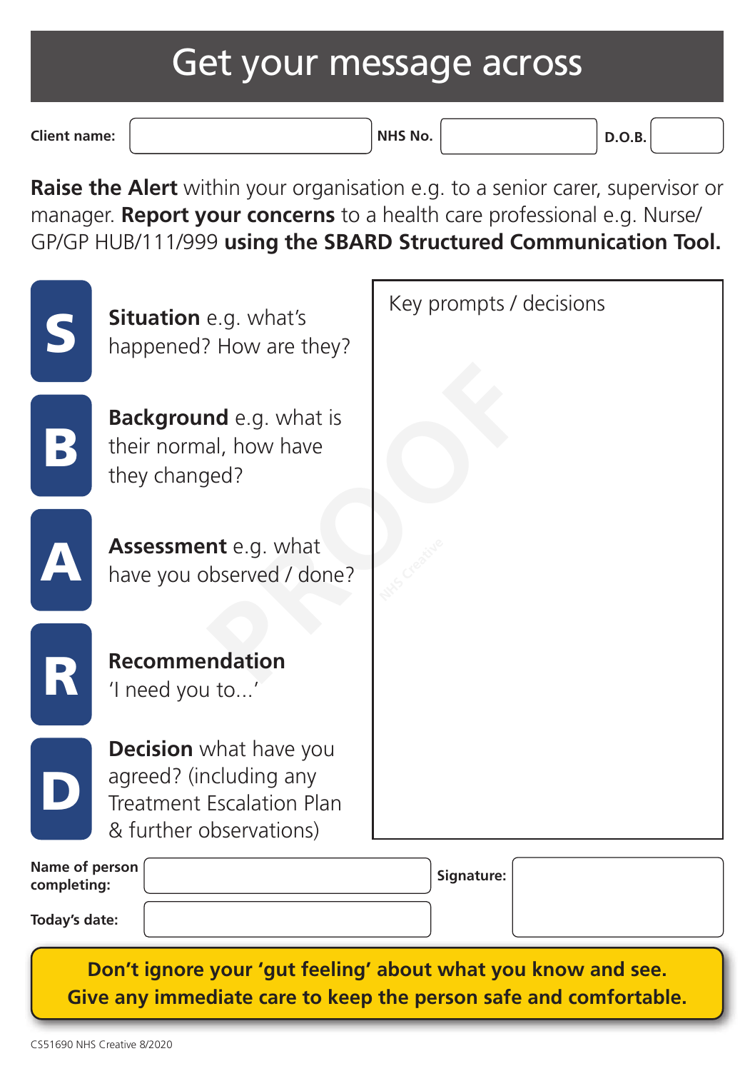# Get your message across

| | | | | | |
|---|---|---|---|---|---|
| **Client name:** | | **NHS No.** | | **D.O.B.** | |

**Raise the Alert** within your organisation e.g. to a senior carer, supervisor or manager. **Report your concerns** to a health care professional e.g. Nurse/GP/GP HUB/111/999 **using the SBARD Structured Communication Tool.**

| | | Key prompts / decisions |
|---|---|---|
| **S** | **Situation** e.g. what's happened? How are they? | |
| **B** | **Background** e.g. what is their normal, how have they changed? | |
| **A** | **Assessment** e.g. what have you observed / done? | |
| **R** | **Recommendation** 'I need you to...' | |
| **D** | **Decision** what have you agreed? (including any Treatment Escalation Plan & further observations) | |

| | | | |
|---|---|---|---|
| **Name of person completing:** | | **Signature:** | |
| **Today's date:** | | | |

**Don't ignore your 'gut feeling' about what you know and see.**
**Give any immediate care to keep the person safe and comfortable.**

CS51690 NHS Creative 8/2020